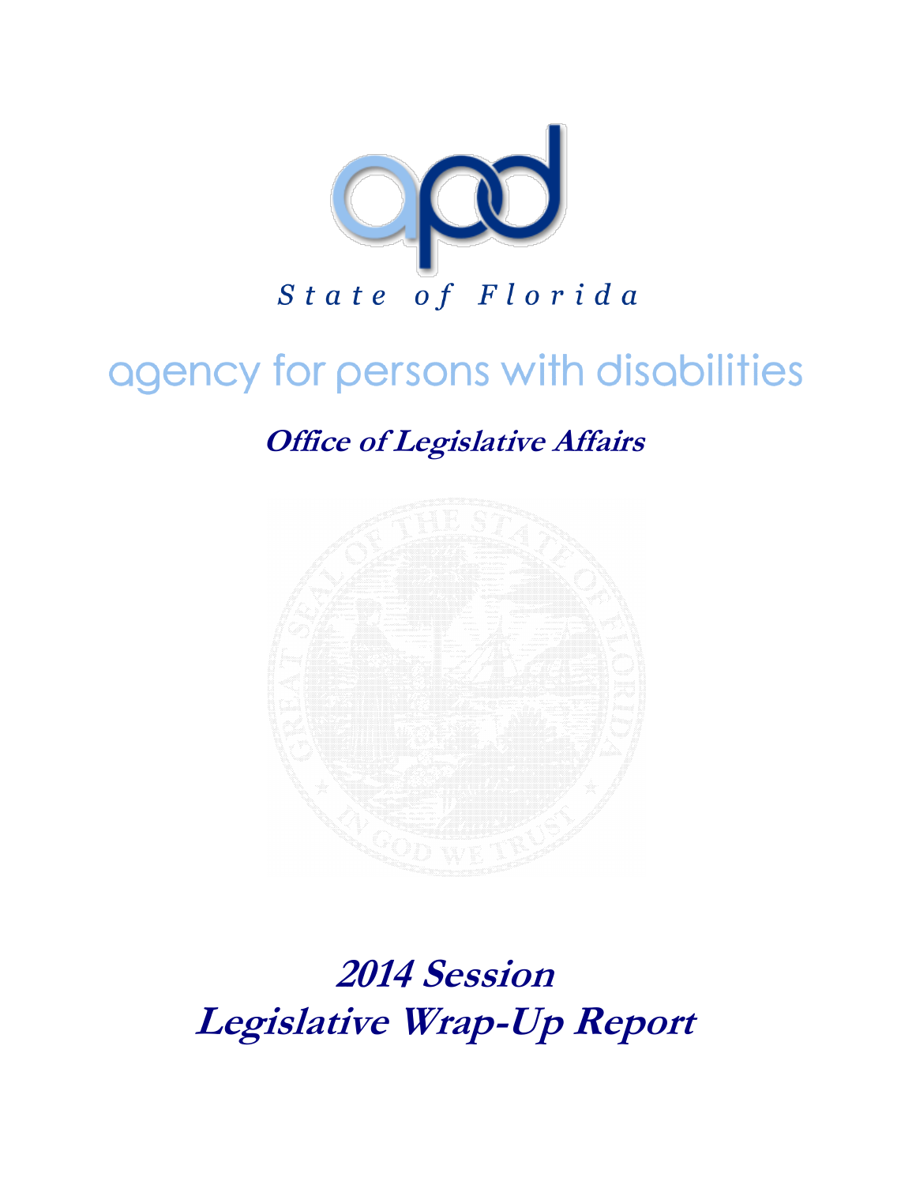apd

*State of Florida*

# agency for persons with disabilities

## *Office of Legislative Affairs*

# *2014 Session*
# *Legislative Wrap-Up Report*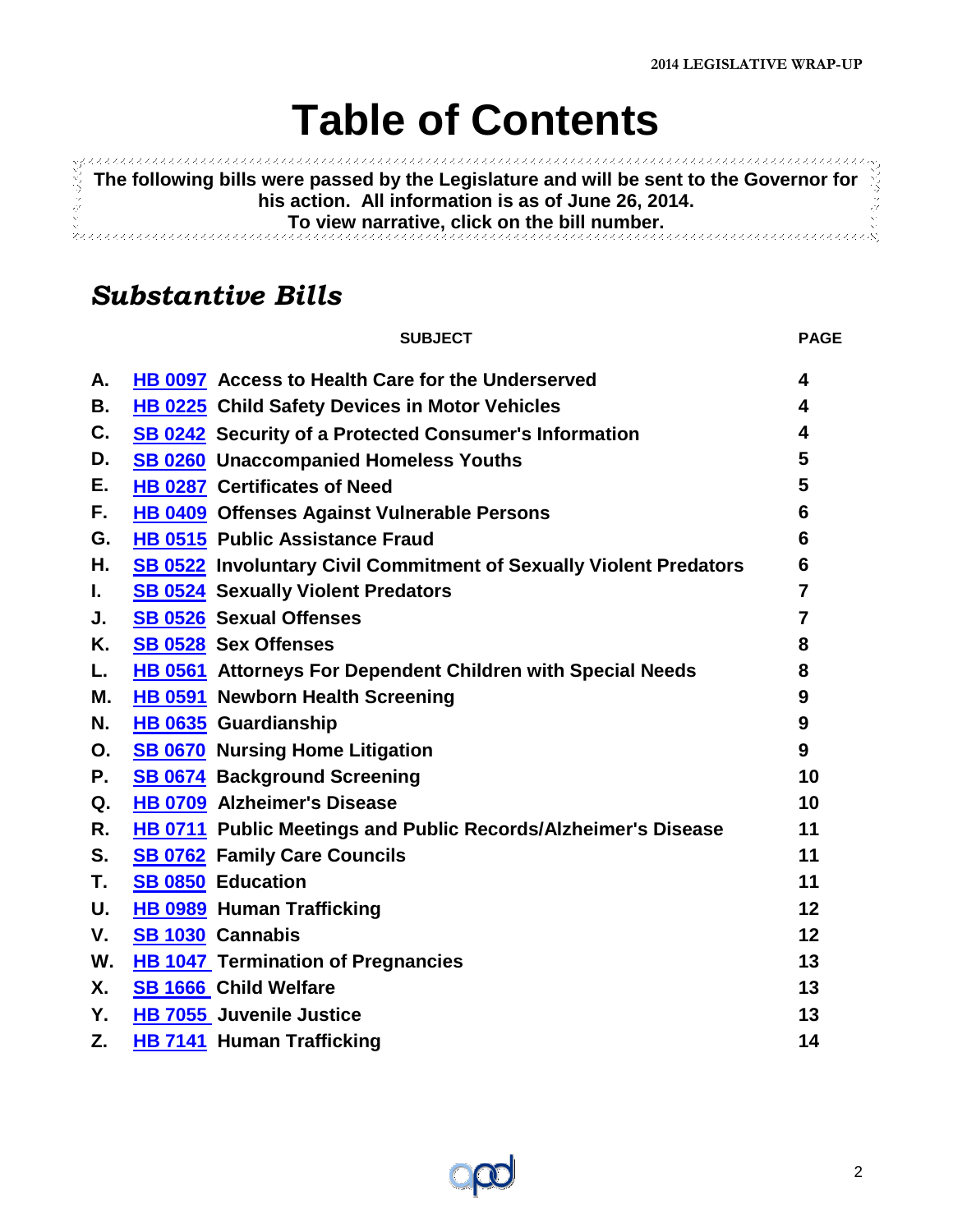# Table of Contents

**The following bills were passed by the Legislature and will be sent to the Governor for his action. All information is as of June 26, 2014. To view narrative, click on the bill number.**

## *Substantive Bills*

| | | SUBJECT | PAGE |
|---|---|---|---|
| A. | HB 0097 | Access to Health Care for the Underserved | 4 |
| B. | HB 0225 | Child Safety Devices in Motor Vehicles | 4 |
| C. | SB 0242 | Security of a Protected Consumer's Information | 4 |
| D. | SB 0260 | Unaccompanied Homeless Youths | 5 |
| E. | HB 0287 | Certificates of Need | 5 |
| F. | HB 0409 | Offenses Against Vulnerable Persons | 6 |
| G. | HB 0515 | Public Assistance Fraud | 6 |
| H. | SB 0522 | Involuntary Civil Commitment of Sexually Violent Predators | 6 |
| I. | SB 0524 | Sexually Violent Predators | 7 |
| J. | SB 0526 | Sexual Offenses | 7 |
| K. | SB 0528 | Sex Offenses | 8 |
| L. | HB 0561 | Attorneys For Dependent Children with Special Needs | 8 |
| M. | HB 0591 | Newborn Health Screening | 9 |
| N. | HB 0635 | Guardianship | 9 |
| O. | SB 0670 | Nursing Home Litigation | 9 |
| P. | SB 0674 | Background Screening | 10 |
| Q. | HB 0709 | Alzheimer's Disease | 10 |
| R. | HB 0711 | Public Meetings and Public Records/Alzheimer's Disease | 11 |
| S. | SB 0762 | Family Care Councils | 11 |
| T. | SB 0850 | Education | 11 |
| U. | HB 0989 | Human Trafficking | 12 |
| V. | SB 1030 | Cannabis | 12 |
| W. | HB 1047 | Termination of Pregnancies | 13 |
| X. | SB 1666 | Child Welfare | 13 |
| Y. | HB 7055 | Juvenile Justice | 13 |
| Z. | HB 7141 | Human Trafficking | 14 |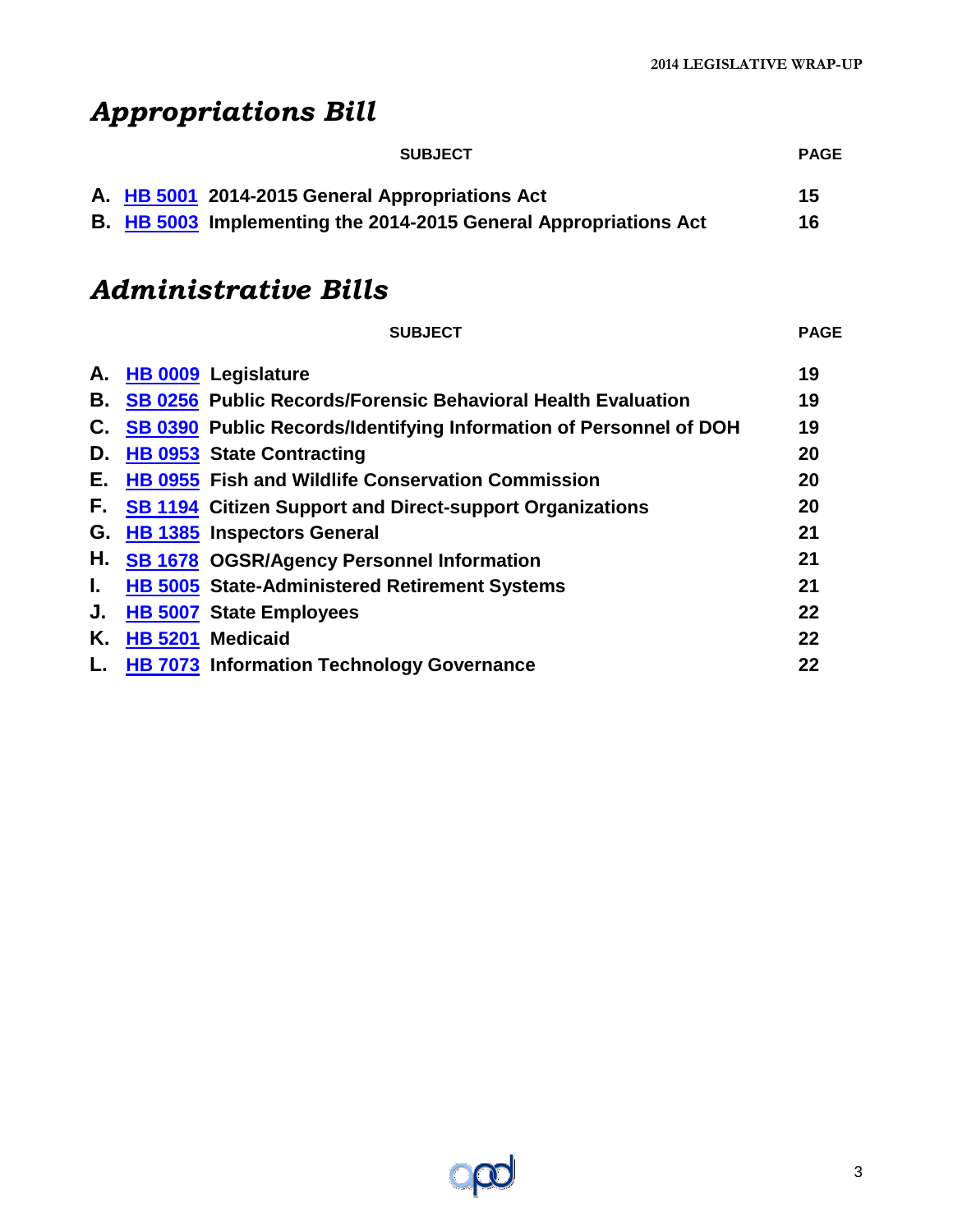## *Appropriations Bill*

| | | SUBJECT | PAGE |
|---|---|---|---|
| A. | HB 5001 | 2014-2015 General Appropriations Act | 15 |
| B. | HB 5003 | Implementing the 2014-2015 General Appropriations Act | 16 |

## *Administrative Bills*

| | | SUBJECT | PAGE |
|---|---|---|---|
| A. | HB 0009 | Legislature | 19 |
| B. | SB 0256 | Public Records/Forensic Behavioral Health Evaluation | 19 |
| C. | SB 0390 | Public Records/Identifying Information of Personnel of DOH | 19 |
| D. | HB 0953 | State Contracting | 20 |
| E. | HB 0955 | Fish and Wildlife Conservation Commission | 20 |
| F. | SB 1194 | Citizen Support and Direct-support Organizations | 20 |
| G. | HB 1385 | Inspectors General | 21 |
| H. | SB 1678 | OGSR/Agency Personnel Information | 21 |
| I. | HB 5005 | State-Administered Retirement Systems | 21 |
| J. | HB 5007 | State Employees | 22 |
| K. | HB 5201 | Medicaid | 22 |
| L. | HB 7073 | Information Technology Governance | 22 |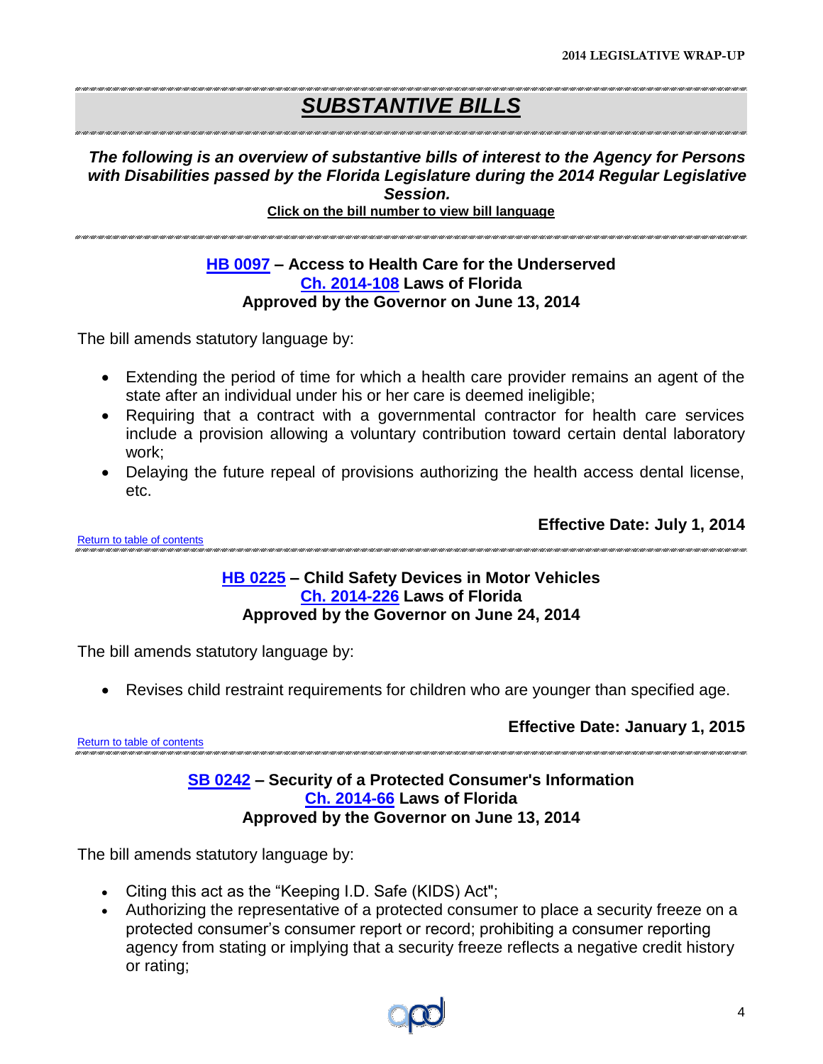# SUBSTANTIVE BILLS

***The following is an overview of substantive bills of interest to the Agency for Persons with Disabilities passed by the Florida Legislature during the 2014 Regular Legislative Session.***

**Click on the bill number to view bill language**

### HB 0097 – Access to Health Care for the Underserved
### Ch. 2014-108 Laws of Florida
### Approved by the Governor on June 13, 2014

The bill amends statutory language by:

- Extending the period of time for which a health care provider remains an agent of the state after an individual under his or her care is deemed ineligible;
- Requiring that a contract with a governmental contractor for health care services include a provision allowing a voluntary contribution toward certain dental laboratory work;
- Delaying the future repeal of provisions authorizing the health access dental license, etc.

**Effective Date: July 1, 2014**

Return to table of contents

### HB 0225 – Child Safety Devices in Motor Vehicles
### Ch. 2014-226 Laws of Florida
### Approved by the Governor on June 24, 2014

The bill amends statutory language by:

- Revises child restraint requirements for children who are younger than specified age.

**Effective Date: January 1, 2015**

Return to table of contents

### SB 0242 – Security of a Protected Consumer's Information
### Ch. 2014-66 Laws of Florida
### Approved by the Governor on June 13, 2014

The bill amends statutory language by:

- Citing this act as the "Keeping I.D. Safe (KIDS) Act";
- Authorizing the representative of a protected consumer to place a security freeze on a protected consumer's consumer report or record; prohibiting a consumer reporting agency from stating or implying that a security freeze reflects a negative credit history or rating;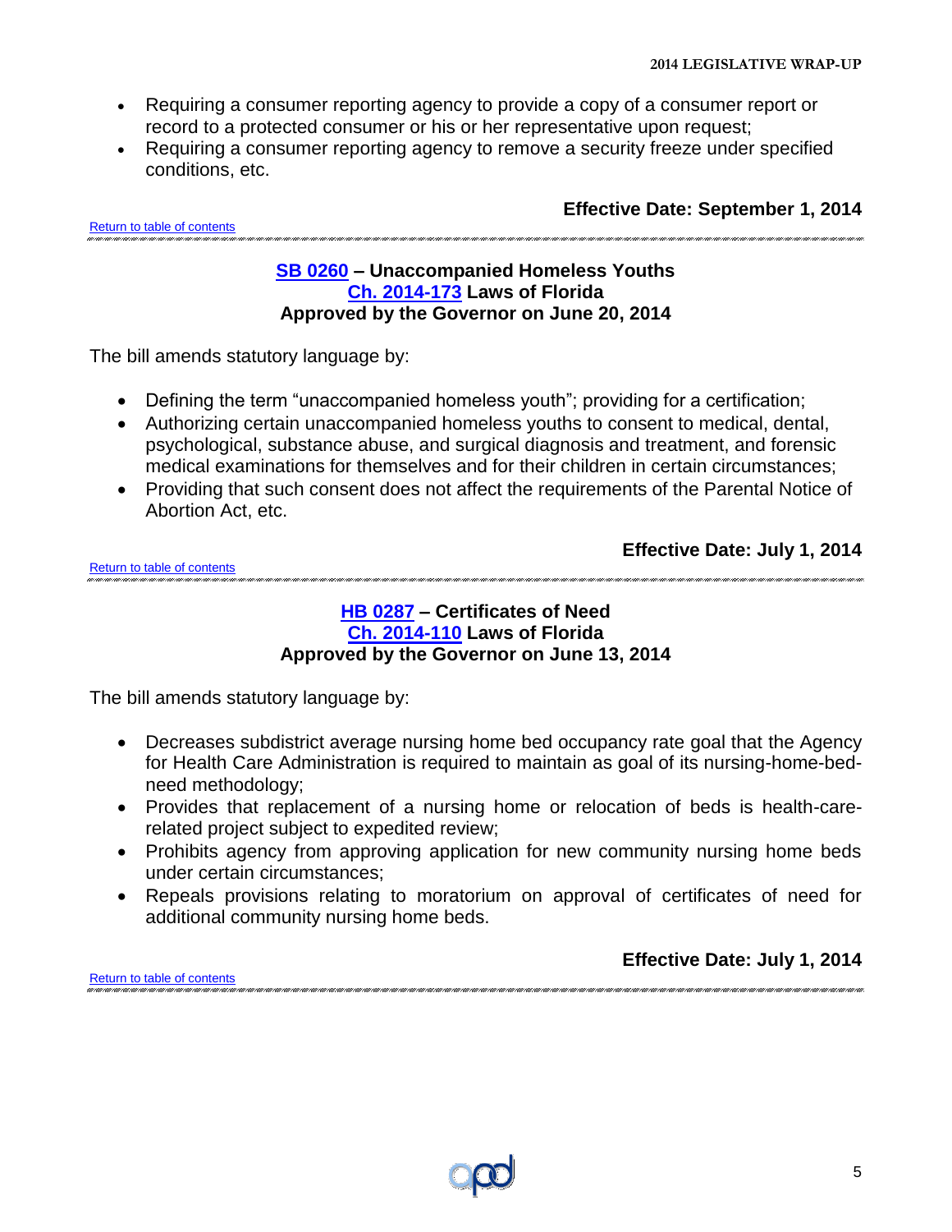- Requiring a consumer reporting agency to provide a copy of a consumer report or record to a protected consumer or his or her representative upon request;
- Requiring a consumer reporting agency to remove a security freeze under specified conditions, etc.

**Effective Date: September 1, 2014**

Return to table of contents

---

### SB 0260 – Unaccompanied Homeless Youths
### Ch. 2014-173 Laws of Florida
### Approved by the Governor on June 20, 2014

The bill amends statutory language by:

- Defining the term "unaccompanied homeless youth"; providing for a certification;
- Authorizing certain unaccompanied homeless youths to consent to medical, dental, psychological, substance abuse, and surgical diagnosis and treatment, and forensic medical examinations for themselves and for their children in certain circumstances;
- Providing that such consent does not affect the requirements of the Parental Notice of Abortion Act, etc.

**Effective Date: July 1, 2014**

Return to table of contents

---

### HB 0287 – Certificates of Need
### Ch. 2014-110 Laws of Florida
### Approved by the Governor on June 13, 2014

The bill amends statutory language by:

- Decreases subdistrict average nursing home bed occupancy rate goal that the Agency for Health Care Administration is required to maintain as goal of its nursing-home-bed-need methodology;
- Provides that replacement of a nursing home or relocation of beds is health-care-related project subject to expedited review;
- Prohibits agency from approving application for new community nursing home beds under certain circumstances;
- Repeals provisions relating to moratorium on approval of certificates of need for additional community nursing home beds.

**Effective Date: July 1, 2014**

Return to table of contents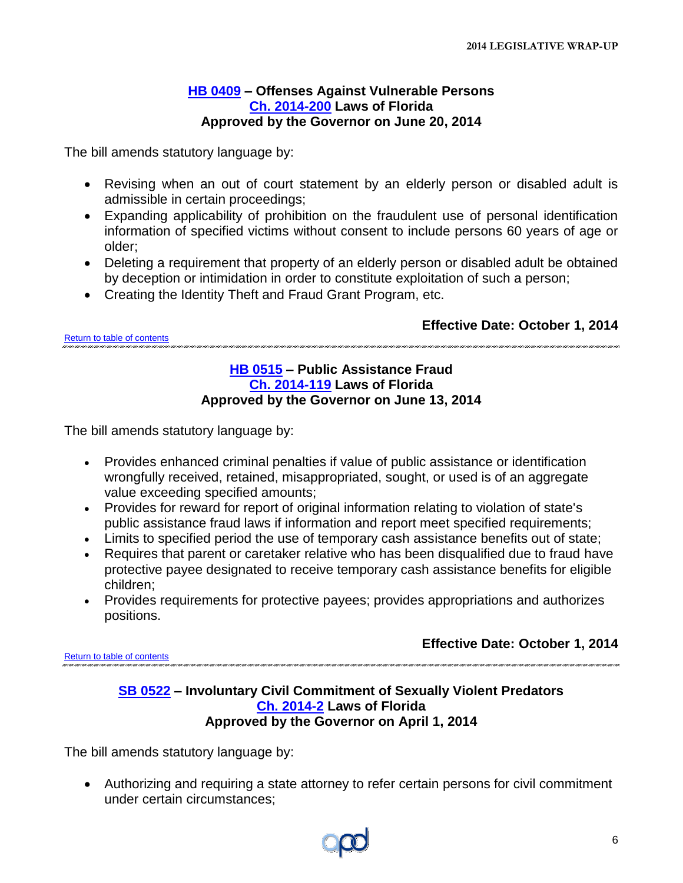### HB 0409 – Offenses Against Vulnerable Persons
### Ch. 2014-200 Laws of Florida
### Approved by the Governor on June 20, 2014

The bill amends statutory language by:

- Revising when an out of court statement by an elderly person or disabled adult is admissible in certain proceedings;
- Expanding applicability of prohibition on the fraudulent use of personal identification information of specified victims without consent to include persons 60 years of age or older;
- Deleting a requirement that property of an elderly person or disabled adult be obtained by deception or intimidation in order to constitute exploitation of such a person;
- Creating the Identity Theft and Fraud Grant Program, etc.

**Effective Date: October 1, 2014**

Return to table of contents

---

### HB 0515 – Public Assistance Fraud
### Ch. 2014-119 Laws of Florida
### Approved by the Governor on June 13, 2014

The bill amends statutory language by:

- Provides enhanced criminal penalties if value of public assistance or identification wrongfully received, retained, misappropriated, sought, or used is of an aggregate value exceeding specified amounts;
- Provides for reward for report of original information relating to violation of state's public assistance fraud laws if information and report meet specified requirements;
- Limits to specified period the use of temporary cash assistance benefits out of state;
- Requires that parent or caretaker relative who has been disqualified due to fraud have protective payee designated to receive temporary cash assistance benefits for eligible children;
- Provides requirements for protective payees; provides appropriations and authorizes positions.

**Effective Date: October 1, 2014**

Return to table of contents

---

### SB 0522 – Involuntary Civil Commitment of Sexually Violent Predators
### Ch. 2014-2 Laws of Florida
### Approved by the Governor on April 1, 2014

The bill amends statutory language by:

- Authorizing and requiring a state attorney to refer certain persons for civil commitment under certain circumstances;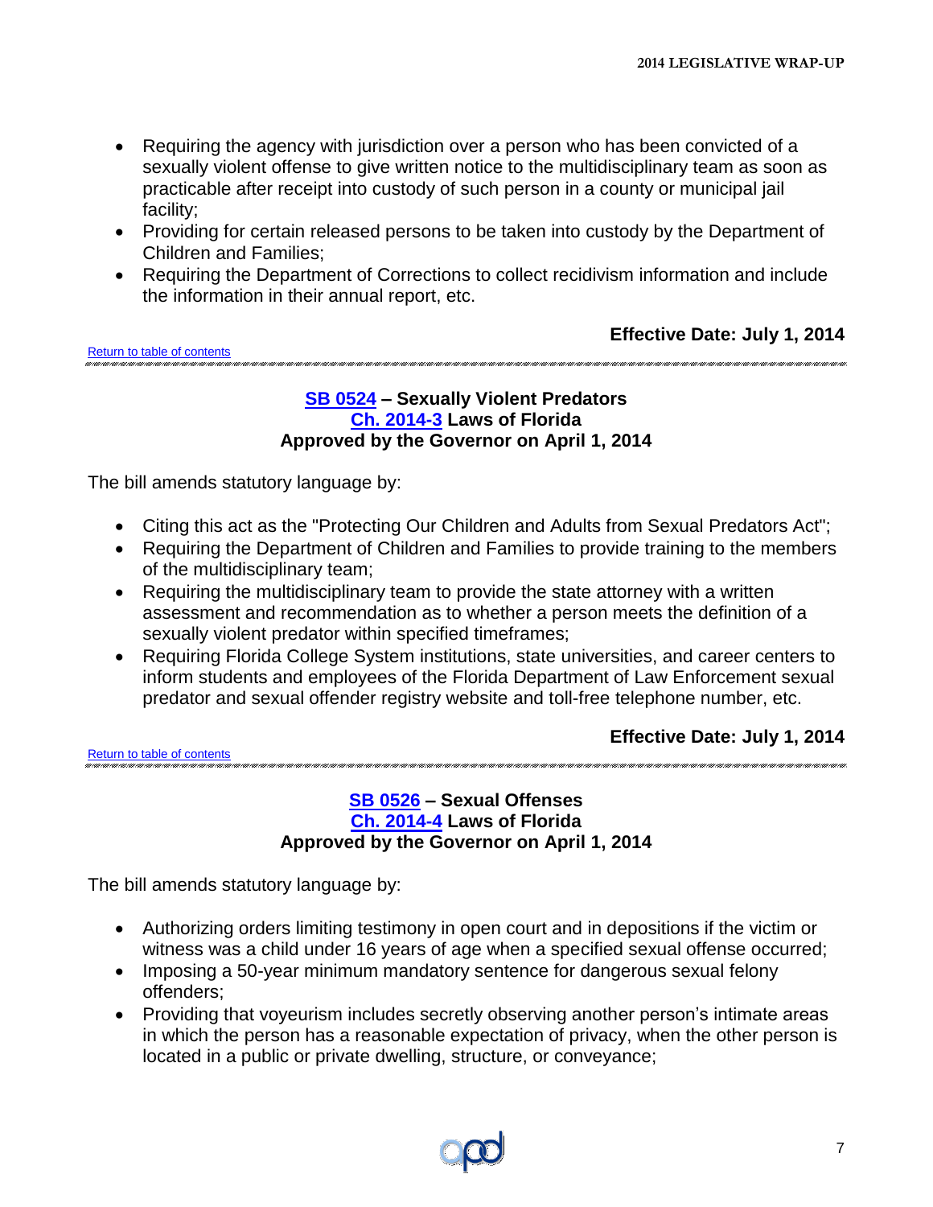- Requiring the agency with jurisdiction over a person who has been convicted of a sexually violent offense to give written notice to the multidisciplinary team as soon as practicable after receipt into custody of such person in a county or municipal jail facility;
- Providing for certain released persons to be taken into custody by the Department of Children and Families;
- Requiring the Department of Corrections to collect recidivism information and include the information in their annual report, etc.

**Effective Date: July 1, 2014**

Return to table of contents

---

### SB 0524 – Sexually Violent Predators
### Ch. 2014-3 Laws of Florida
### Approved by the Governor on April 1, 2014

The bill amends statutory language by:

- Citing this act as the "Protecting Our Children and Adults from Sexual Predators Act";
- Requiring the Department of Children and Families to provide training to the members of the multidisciplinary team;
- Requiring the multidisciplinary team to provide the state attorney with a written assessment and recommendation as to whether a person meets the definition of a sexually violent predator within specified timeframes;
- Requiring Florida College System institutions, state universities, and career centers to inform students and employees of the Florida Department of Law Enforcement sexual predator and sexual offender registry website and toll-free telephone number, etc.

**Effective Date: July 1, 2014**

Return to table of contents

---

### SB 0526 – Sexual Offenses
### Ch. 2014-4 Laws of Florida
### Approved by the Governor on April 1, 2014

The bill amends statutory language by:

- Authorizing orders limiting testimony in open court and in depositions if the victim or witness was a child under 16 years of age when a specified sexual offense occurred;
- Imposing a 50-year minimum mandatory sentence for dangerous sexual felony offenders;
- Providing that voyeurism includes secretly observing another person's intimate areas in which the person has a reasonable expectation of privacy, when the other person is located in a public or private dwelling, structure, or conveyance;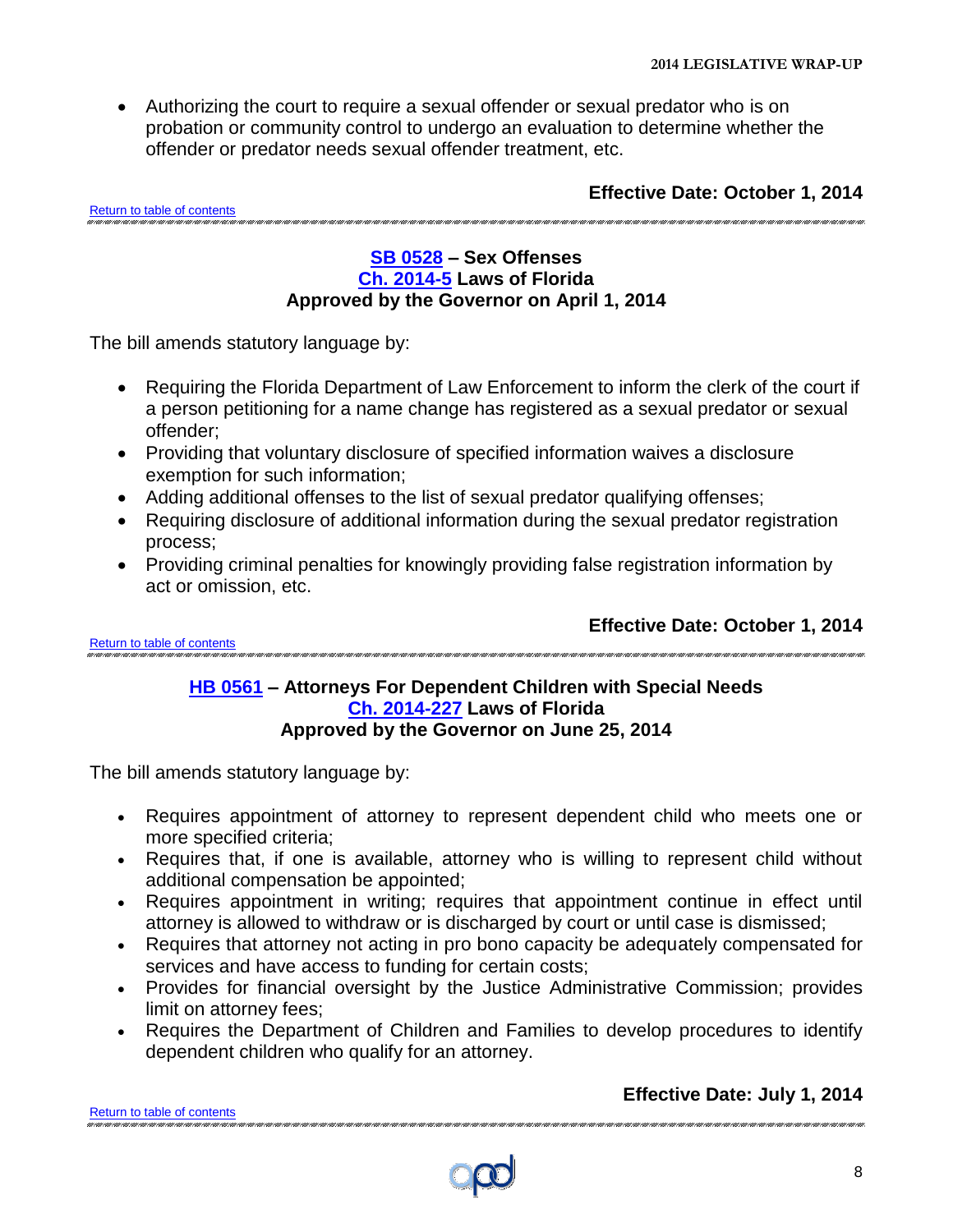- Authorizing the court to require a sexual offender or sexual predator who is on probation or community control to undergo an evaluation to determine whether the offender or predator needs sexual offender treatment, etc.

**Effective Date: October 1, 2014**

Return to table of contents

### SB 0528 – Sex Offenses
### Ch. 2014-5 Laws of Florida
### Approved by the Governor on April 1, 2014

The bill amends statutory language by:

- Requiring the Florida Department of Law Enforcement to inform the clerk of the court if a person petitioning for a name change has registered as a sexual predator or sexual offender;
- Providing that voluntary disclosure of specified information waives a disclosure exemption for such information;
- Adding additional offenses to the list of sexual predator qualifying offenses;
- Requiring disclosure of additional information during the sexual predator registration process;
- Providing criminal penalties for knowingly providing false registration information by act or omission, etc.

**Effective Date: October 1, 2014**

Return to table of contents

### HB 0561 – Attorneys For Dependent Children with Special Needs
### Ch. 2014-227 Laws of Florida
### Approved by the Governor on June 25, 2014

The bill amends statutory language by:

- Requires appointment of attorney to represent dependent child who meets one or more specified criteria;
- Requires that, if one is available, attorney who is willing to represent child without additional compensation be appointed;
- Requires appointment in writing; requires that appointment continue in effect until attorney is allowed to withdraw or is discharged by court or until case is dismissed;
- Requires that attorney not acting in pro bono capacity be adequately compensated for services and have access to funding for certain costs;
- Provides for financial oversight by the Justice Administrative Commission; provides limit on attorney fees;
- Requires the Department of Children and Families to develop procedures to identify dependent children who qualify for an attorney.

**Effective Date: July 1, 2014**

Return to table of contents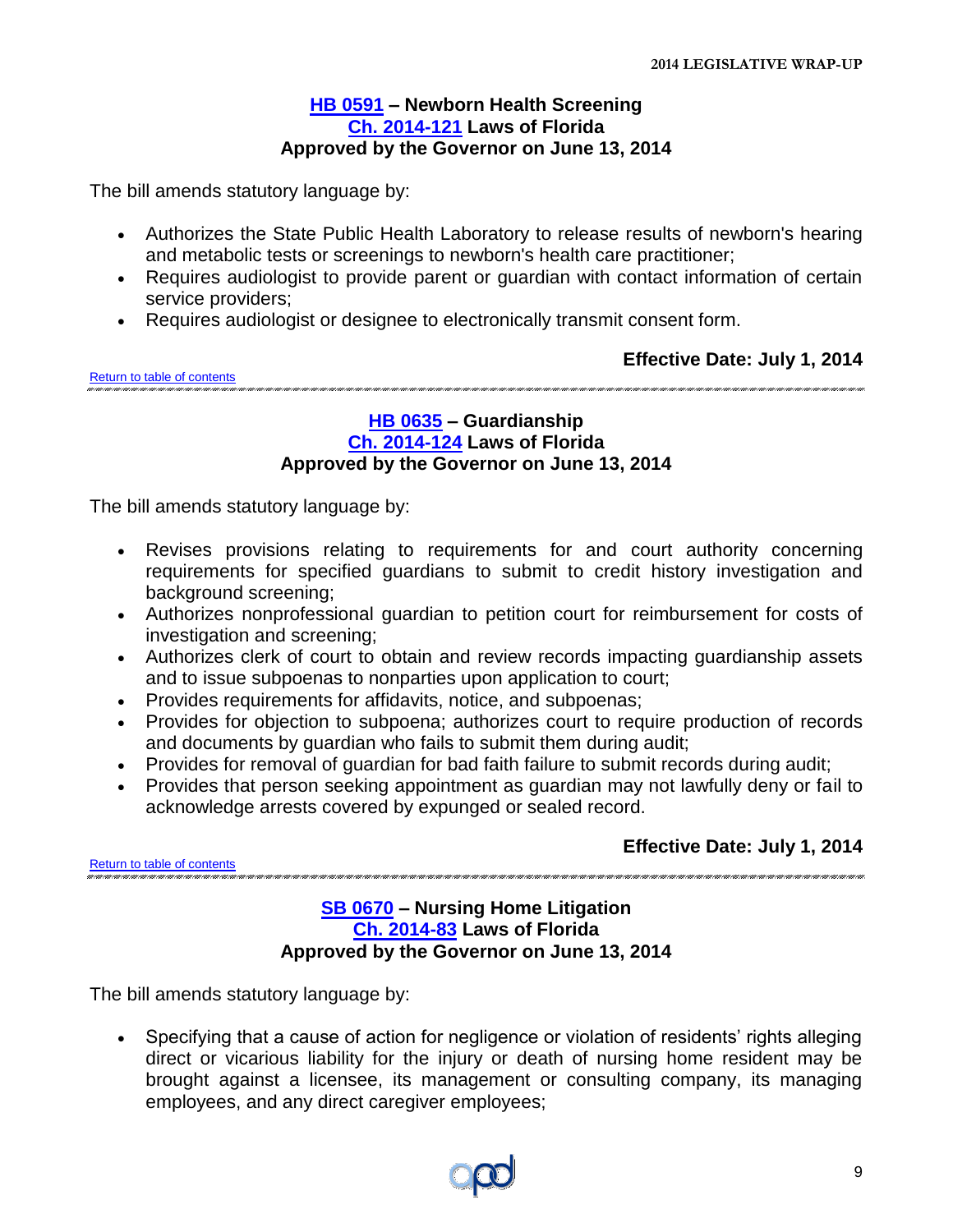### HB 0591 – Newborn Health Screening
### Ch. 2014-121 Laws of Florida
### Approved by the Governor on June 13, 2014

The bill amends statutory language by:

- Authorizes the State Public Health Laboratory to release results of newborn's hearing and metabolic tests or screenings to newborn's health care practitioner;
- Requires audiologist to provide parent or guardian with contact information of certain service providers;
- Requires audiologist or designee to electronically transmit consent form.

**Effective Date: July 1, 2014**

Return to table of contents

---

### HB 0635 – Guardianship
### Ch. 2014-124 Laws of Florida
### Approved by the Governor on June 13, 2014

The bill amends statutory language by:

- Revises provisions relating to requirements for and court authority concerning requirements for specified guardians to submit to credit history investigation and background screening;
- Authorizes nonprofessional guardian to petition court for reimbursement for costs of investigation and screening;
- Authorizes clerk of court to obtain and review records impacting guardianship assets and to issue subpoenas to nonparties upon application to court;
- Provides requirements for affidavits, notice, and subpoenas;
- Provides for objection to subpoena; authorizes court to require production of records and documents by guardian who fails to submit them during audit;
- Provides for removal of guardian for bad faith failure to submit records during audit;
- Provides that person seeking appointment as guardian may not lawfully deny or fail to acknowledge arrests covered by expunged or sealed record.

**Effective Date: July 1, 2014**

Return to table of contents

---

### SB 0670 – Nursing Home Litigation
### Ch. 2014-83 Laws of Florida
### Approved by the Governor on June 13, 2014

The bill amends statutory language by:

- Specifying that a cause of action for negligence or violation of residents' rights alleging direct or vicarious liability for the injury or death of nursing home resident may be brought against a licensee, its management or consulting company, its managing employees, and any direct caregiver employees;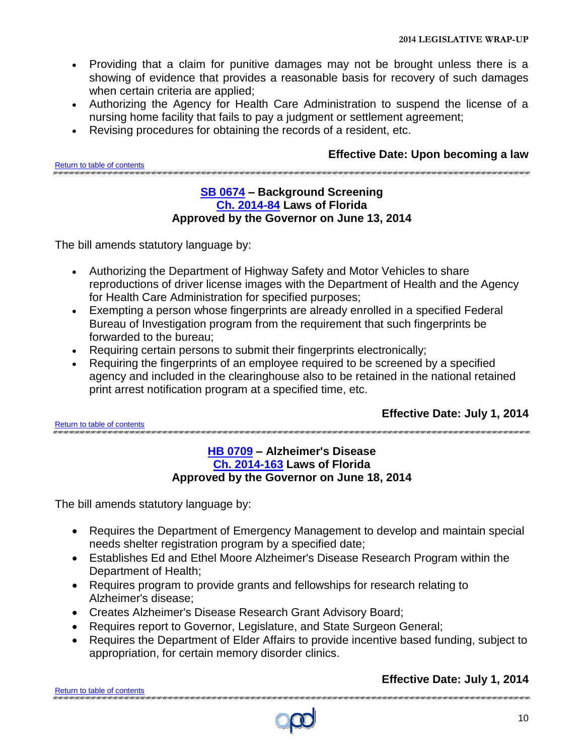- Providing that a claim for punitive damages may not be brought unless there is a showing of evidence that provides a reasonable basis for recovery of such damages when certain criteria are applied;
- Authorizing the Agency for Health Care Administration to suspend the license of a nursing home facility that fails to pay a judgment or settlement agreement;
- Revising procedures for obtaining the records of a resident, etc.

**Effective Date: Upon becoming a law**

Return to table of contents

---

### SB 0674 – Background Screening
### Ch. 2014-84 Laws of Florida
### Approved by the Governor on June 13, 2014

The bill amends statutory language by:

- Authorizing the Department of Highway Safety and Motor Vehicles to share reproductions of driver license images with the Department of Health and the Agency for Health Care Administration for specified purposes;
- Exempting a person whose fingerprints are already enrolled in a specified Federal Bureau of Investigation program from the requirement that such fingerprints be forwarded to the bureau;
- Requiring certain persons to submit their fingerprints electronically;
- Requiring the fingerprints of an employee required to be screened by a specified agency and included in the clearinghouse also to be retained in the national retained print arrest notification program at a specified time, etc.

**Effective Date: July 1, 2014**

Return to table of contents

---

### HB 0709 – Alzheimer's Disease
### Ch. 2014-163 Laws of Florida
### Approved by the Governor on June 18, 2014

The bill amends statutory language by:

- Requires the Department of Emergency Management to develop and maintain special needs shelter registration program by a specified date;
- Establishes Ed and Ethel Moore Alzheimer's Disease Research Program within the Department of Health;
- Requires program to provide grants and fellowships for research relating to Alzheimer's disease;
- Creates Alzheimer's Disease Research Grant Advisory Board;
- Requires report to Governor, Legislature, and State Surgeon General;
- Requires the Department of Elder Affairs to provide incentive based funding, subject to appropriation, for certain memory disorder clinics.

**Effective Date: July 1, 2014**

Return to table of contents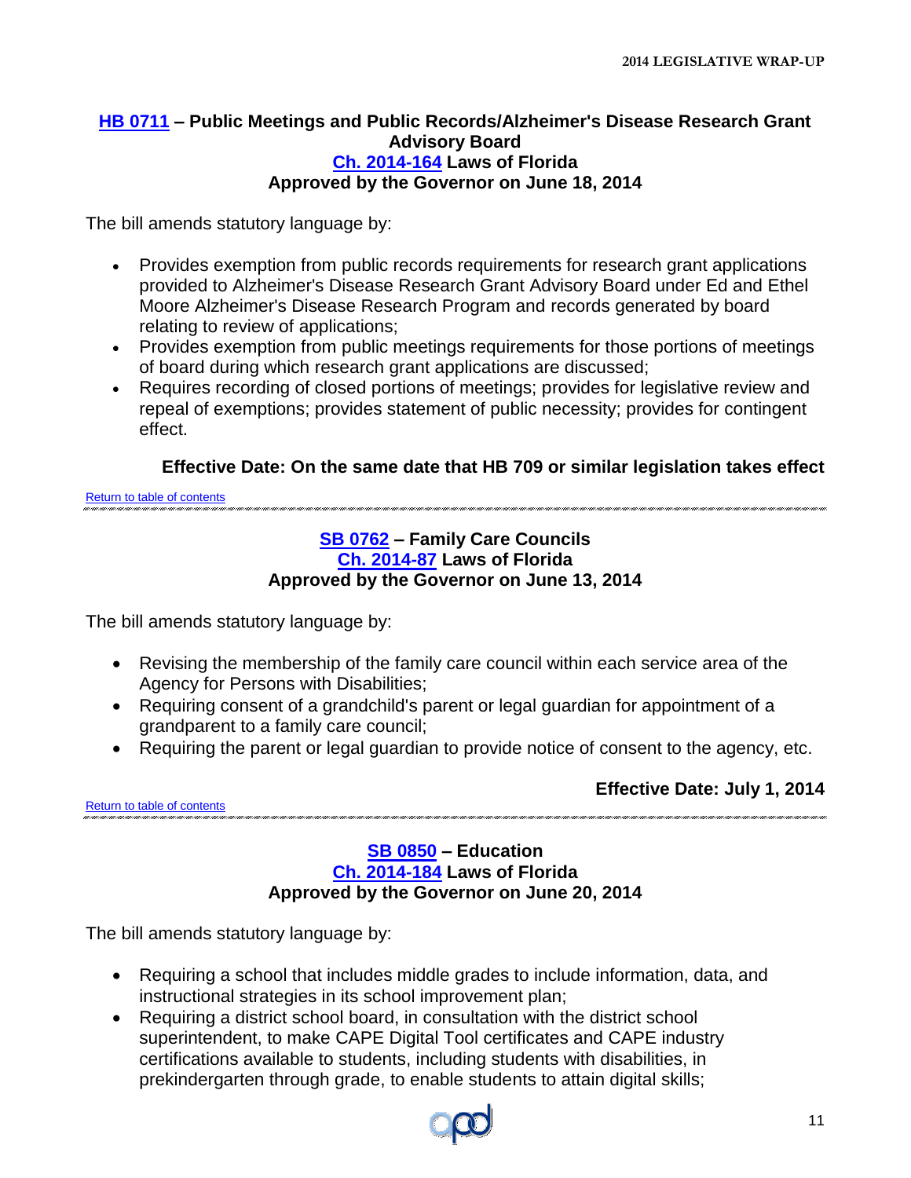### HB 0711 – Public Meetings and Public Records/Alzheimer's Disease Research Grant Advisory Board
### Ch. 2014-164 Laws of Florida
### Approved by the Governor on June 18, 2014

The bill amends statutory language by:

- Provides exemption from public records requirements for research grant applications provided to Alzheimer's Disease Research Grant Advisory Board under Ed and Ethel Moore Alzheimer's Disease Research Program and records generated by board relating to review of applications;
- Provides exemption from public meetings requirements for those portions of meetings of board during which research grant applications are discussed;
- Requires recording of closed portions of meetings; provides for legislative review and repeal of exemptions; provides statement of public necessity; provides for contingent effect.

**Effective Date: On the same date that HB 709 or similar legislation takes effect**

Return to table of contents

---

### SB 0762 – Family Care Councils
### Ch. 2014-87 Laws of Florida
### Approved by the Governor on June 13, 2014

The bill amends statutory language by:

- Revising the membership of the family care council within each service area of the Agency for Persons with Disabilities;
- Requiring consent of a grandchild's parent or legal guardian for appointment of a grandparent to a family care council;
- Requiring the parent or legal guardian to provide notice of consent to the agency, etc.

**Effective Date: July 1, 2014**

Return to table of contents

---

### SB 0850 – Education
### Ch. 2014-184 Laws of Florida
### Approved by the Governor on June 20, 2014

The bill amends statutory language by:

- Requiring a school that includes middle grades to include information, data, and instructional strategies in its school improvement plan;
- Requiring a district school board, in consultation with the district school superintendent, to make CAPE Digital Tool certificates and CAPE industry certifications available to students, including students with disabilities, in prekindergarten through grade, to enable students to attain digital skills;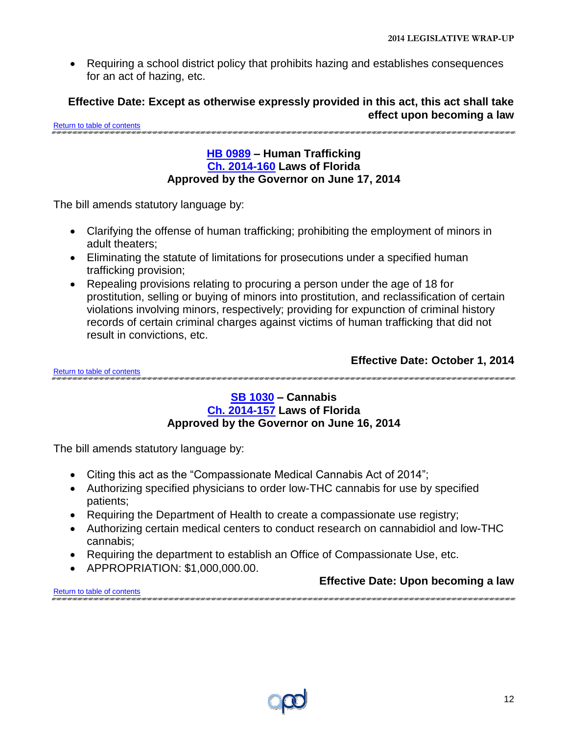- Requiring a school district policy that prohibits hazing and establishes consequences for an act of hazing, etc.

**Effective Date: Except as otherwise expressly provided in this act, this act shall take effect upon becoming a law**

Return to table of contents

### HB 0989 – Human Trafficking
### Ch. 2014-160 Laws of Florida
### Approved by the Governor on June 17, 2014

The bill amends statutory language by:

- Clarifying the offense of human trafficking; prohibiting the employment of minors in adult theaters;
- Eliminating the statute of limitations for prosecutions under a specified human trafficking provision;
- Repealing provisions relating to procuring a person under the age of 18 for prostitution, selling or buying of minors into prostitution, and reclassification of certain violations involving minors, respectively; providing for expunction of criminal history records of certain criminal charges against victims of human trafficking that did not result in convictions, etc.

**Effective Date: October 1, 2014**

Return to table of contents

### SB 1030 – Cannabis
### Ch. 2014-157 Laws of Florida
### Approved by the Governor on June 16, 2014

The bill amends statutory language by:

- Citing this act as the “Compassionate Medical Cannabis Act of 2014”;
- Authorizing specified physicians to order low-THC cannabis for use by specified patients;
- Requiring the Department of Health to create a compassionate use registry;
- Authorizing certain medical centers to conduct research on cannabidiol and low-THC cannabis;
- Requiring the department to establish an Office of Compassionate Use, etc.
- APPROPRIATION: $1,000,000.00.

**Effective Date: Upon becoming a law**

Return to table of contents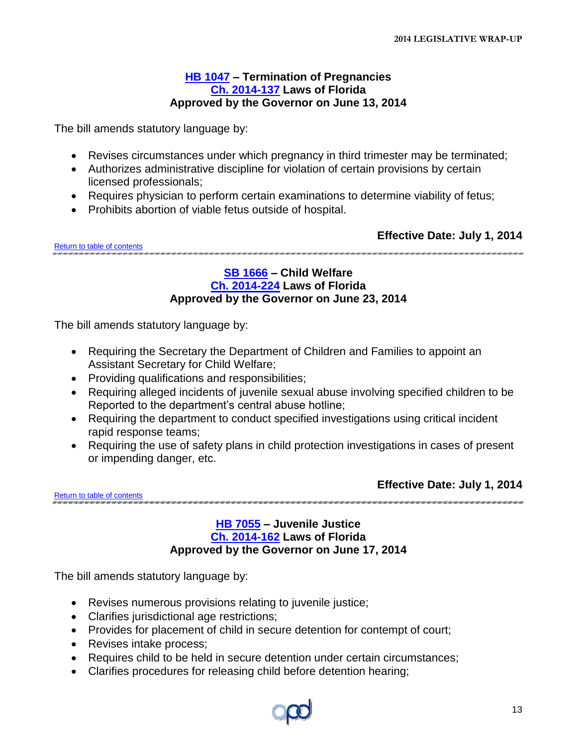### HB 1047 – Termination of Pregnancies
### Ch. 2014-137 Laws of Florida
### Approved by the Governor on June 13, 2014

The bill amends statutory language by:

- Revises circumstances under which pregnancy in third trimester may be terminated;
- Authorizes administrative discipline for violation of certain provisions by certain licensed professionals;
- Requires physician to perform certain examinations to determine viability of fetus;
- Prohibits abortion of viable fetus outside of hospital.

**Effective Date: July 1, 2014**

Return to table of contents

---

### SB 1666 – Child Welfare
### Ch. 2014-224 Laws of Florida
### Approved by the Governor on June 23, 2014

The bill amends statutory language by:

- Requiring the Secretary the Department of Children and Families to appoint an Assistant Secretary for Child Welfare;
- Providing qualifications and responsibilities;
- Requiring alleged incidents of juvenile sexual abuse involving specified children to be Reported to the department's central abuse hotline;
- Requiring the department to conduct specified investigations using critical incident rapid response teams;
- Requiring the use of safety plans in child protection investigations in cases of present or impending danger, etc.

**Effective Date: July 1, 2014**

Return to table of contents

---

### HB 7055 – Juvenile Justice
### Ch. 2014-162 Laws of Florida
### Approved by the Governor on June 17, 2014

The bill amends statutory language by:

- Revises numerous provisions relating to juvenile justice;
- Clarifies jurisdictional age restrictions;
- Provides for placement of child in secure detention for contempt of court;
- Revises intake process;
- Requires child to be held in secure detention under certain circumstances;
- Clarifies procedures for releasing child before detention hearing;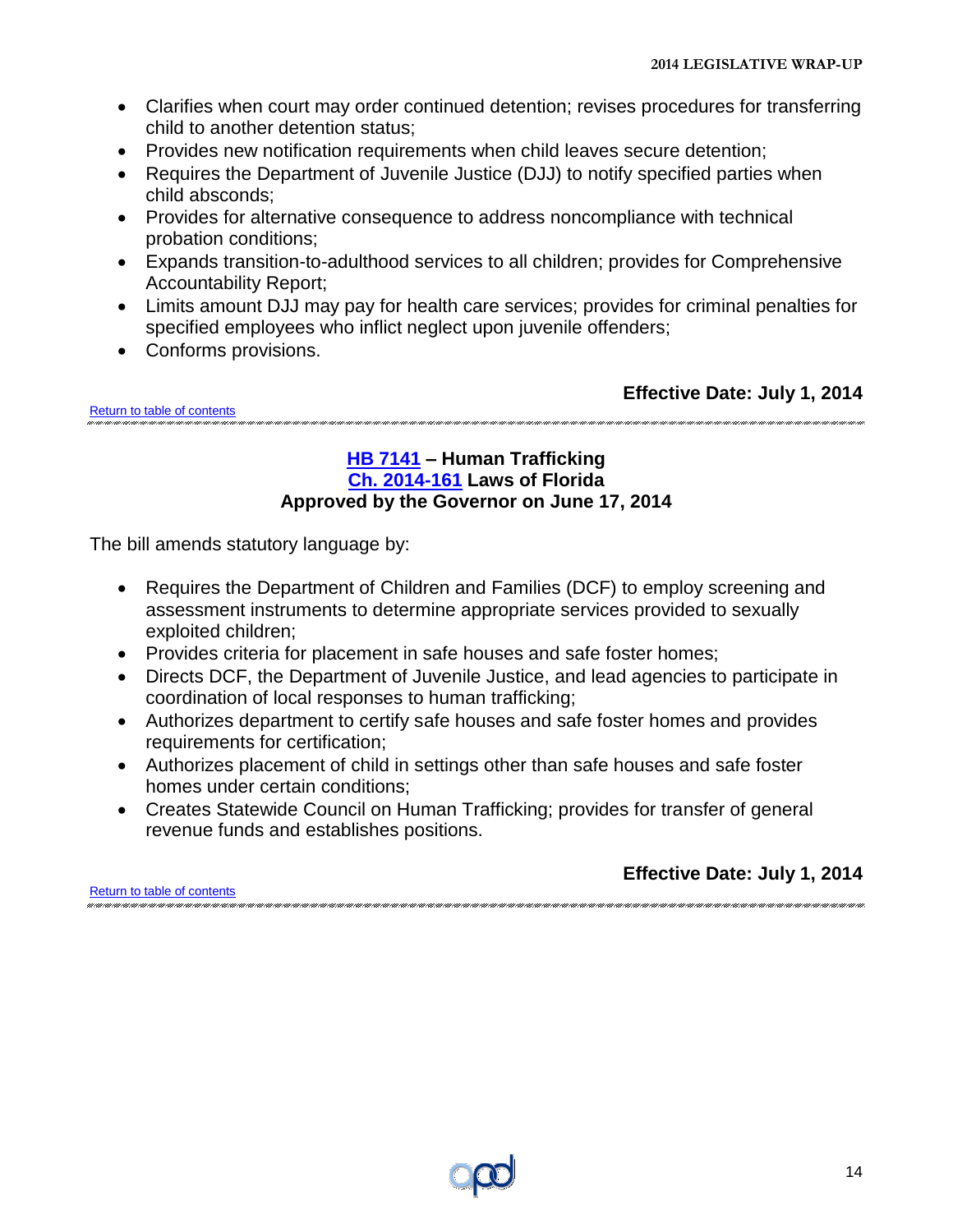- Clarifies when court may order continued detention; revises procedures for transferring child to another detention status;
- Provides new notification requirements when child leaves secure detention;
- Requires the Department of Juvenile Justice (DJJ) to notify specified parties when child absconds;
- Provides for alternative consequence to address noncompliance with technical probation conditions;
- Expands transition-to-adulthood services to all children; provides for Comprehensive Accountability Report;
- Limits amount DJJ may pay for health care services; provides for criminal penalties for specified employees who inflict neglect upon juvenile offenders;
- Conforms provisions.

**Effective Date: July 1, 2014**

Return to table of contents

---

### HB 7141 – Human Trafficking
### Ch. 2014-161 Laws of Florida
### Approved by the Governor on June 17, 2014

The bill amends statutory language by:

- Requires the Department of Children and Families (DCF) to employ screening and assessment instruments to determine appropriate services provided to sexually exploited children;
- Provides criteria for placement in safe houses and safe foster homes;
- Directs DCF, the Department of Juvenile Justice, and lead agencies to participate in coordination of local responses to human trafficking;
- Authorizes department to certify safe houses and safe foster homes and provides requirements for certification;
- Authorizes placement of child in settings other than safe houses and safe foster homes under certain conditions;
- Creates Statewide Council on Human Trafficking; provides for transfer of general revenue funds and establishes positions.

**Effective Date: July 1, 2014**

Return to table of contents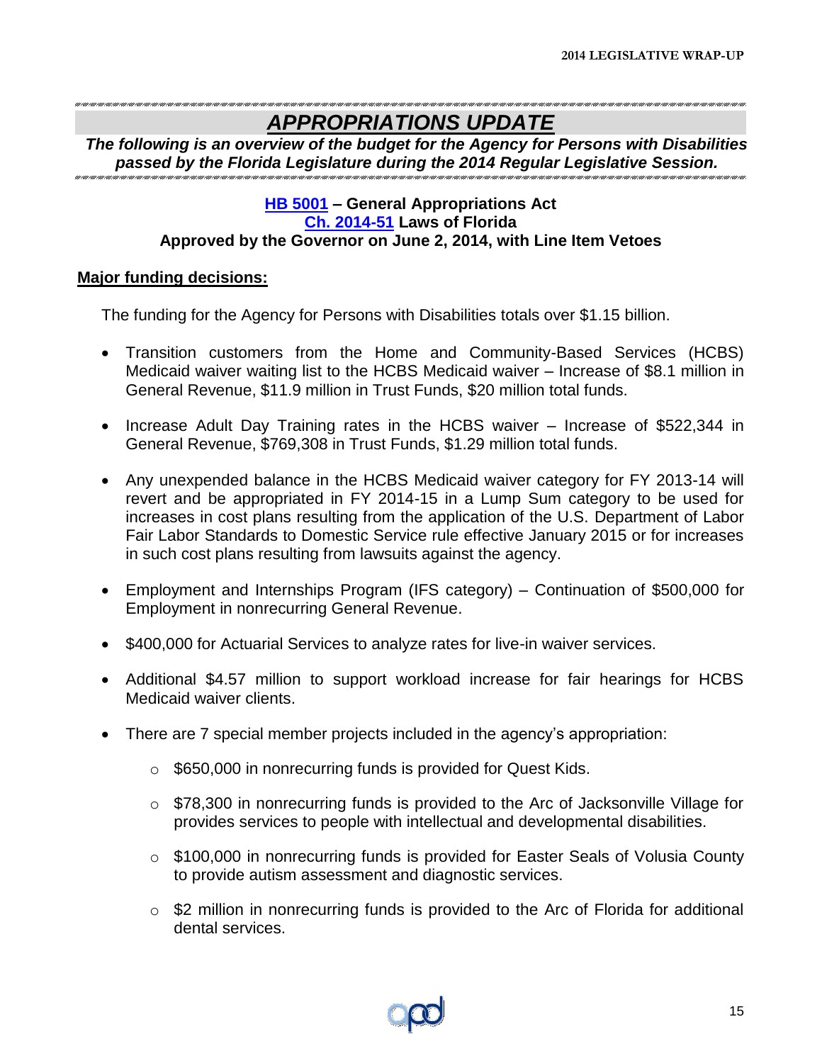# *APPROPRIATIONS UPDATE*

***The following is an overview of the budget for the Agency for Persons with Disabilities passed by the Florida Legislature during the 2014 Regular Legislative Session.***

**HB 5001 – General Appropriations Act**
**Ch. 2014-51 Laws of Florida**
**Approved by the Governor on June 2, 2014, with Line Item Vetoes**

**Major funding decisions:**

The funding for the Agency for Persons with Disabilities totals over $1.15 billion.

- Transition customers from the Home and Community-Based Services (HCBS) Medicaid waiver waiting list to the HCBS Medicaid waiver – Increase of $8.1 million in General Revenue, $11.9 million in Trust Funds, $20 million total funds.
- Increase Adult Day Training rates in the HCBS waiver – Increase of $522,344 in General Revenue, $769,308 in Trust Funds, $1.29 million total funds.
- Any unexpended balance in the HCBS Medicaid waiver category for FY 2013-14 will revert and be appropriated in FY 2014-15 in a Lump Sum category to be used for increases in cost plans resulting from the application of the U.S. Department of Labor Fair Labor Standards to Domestic Service rule effective January 2015 or for increases in such cost plans resulting from lawsuits against the agency.
- Employment and Internships Program (IFS category) – Continuation of $500,000 for Employment in nonrecurring General Revenue.
- $400,000 for Actuarial Services to analyze rates for live-in waiver services.
- Additional $4.57 million to support workload increase for fair hearings for HCBS Medicaid waiver clients.
- There are 7 special member projects included in the agency's appropriation:
  - $650,000 in nonrecurring funds is provided for Quest Kids.
  - $78,300 in nonrecurring funds is provided to the Arc of Jacksonville Village for provides services to people with intellectual and developmental disabilities.
  - $100,000 in nonrecurring funds is provided for Easter Seals of Volusia County to provide autism assessment and diagnostic services.
  - $2 million in nonrecurring funds is provided to the Arc of Florida for additional dental services.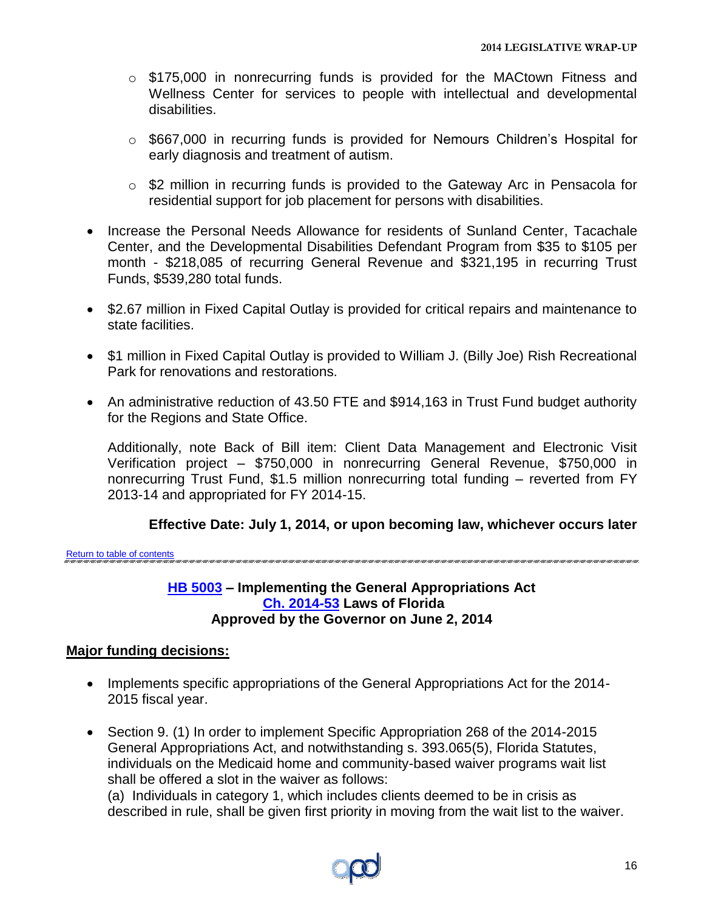- $175,000 in nonrecurring funds is provided for the MACtown Fitness and Wellness Center for services to people with intellectual and developmental disabilities.
    - $667,000 in recurring funds is provided for Nemours Children's Hospital for early diagnosis and treatment of autism.
    - $2 million in recurring funds is provided to the Gateway Arc in Pensacola for residential support for job placement for persons with disabilities.

- Increase the Personal Needs Allowance for residents of Sunland Center, Tacachale Center, and the Developmental Disabilities Defendant Program from $35 to $105 per month - $218,085 of recurring General Revenue and $321,195 in recurring Trust Funds, $539,280 total funds.
- $2.67 million in Fixed Capital Outlay is provided for critical repairs and maintenance to state facilities.
- $1 million in Fixed Capital Outlay is provided to William J. (Billy Joe) Rish Recreational Park for renovations and restorations.
- An administrative reduction of 43.50 FTE and $914,163 in Trust Fund budget authority for the Regions and State Office.

  Additionally, note Back of Bill item: Client Data Management and Electronic Visit Verification project – $750,000 in nonrecurring General Revenue, $750,000 in nonrecurring Trust Fund, $1.5 million nonrecurring total funding – reverted from FY 2013-14 and appropriated for FY 2014-15.

**Effective Date: July 1, 2014, or upon becoming law, whichever occurs later**

Return to table of contents

### HB 5003 – Implementing the General Appropriations Act
### Ch. 2014-53 Laws of Florida
### Approved by the Governor on June 2, 2014

**Major funding decisions:**

- Implements specific appropriations of the General Appropriations Act for the 2014-2015 fiscal year.
- Section 9. (1) In order to implement Specific Appropriation 268 of the 2014-2015 General Appropriations Act, and notwithstanding s. 393.065(5), Florida Statutes, individuals on the Medicaid home and community-based waiver programs wait list shall be offered a slot in the waiver as follows:
  (a) Individuals in category 1, which includes clients deemed to be in crisis as described in rule, shall be given first priority in moving from the wait list to the waiver.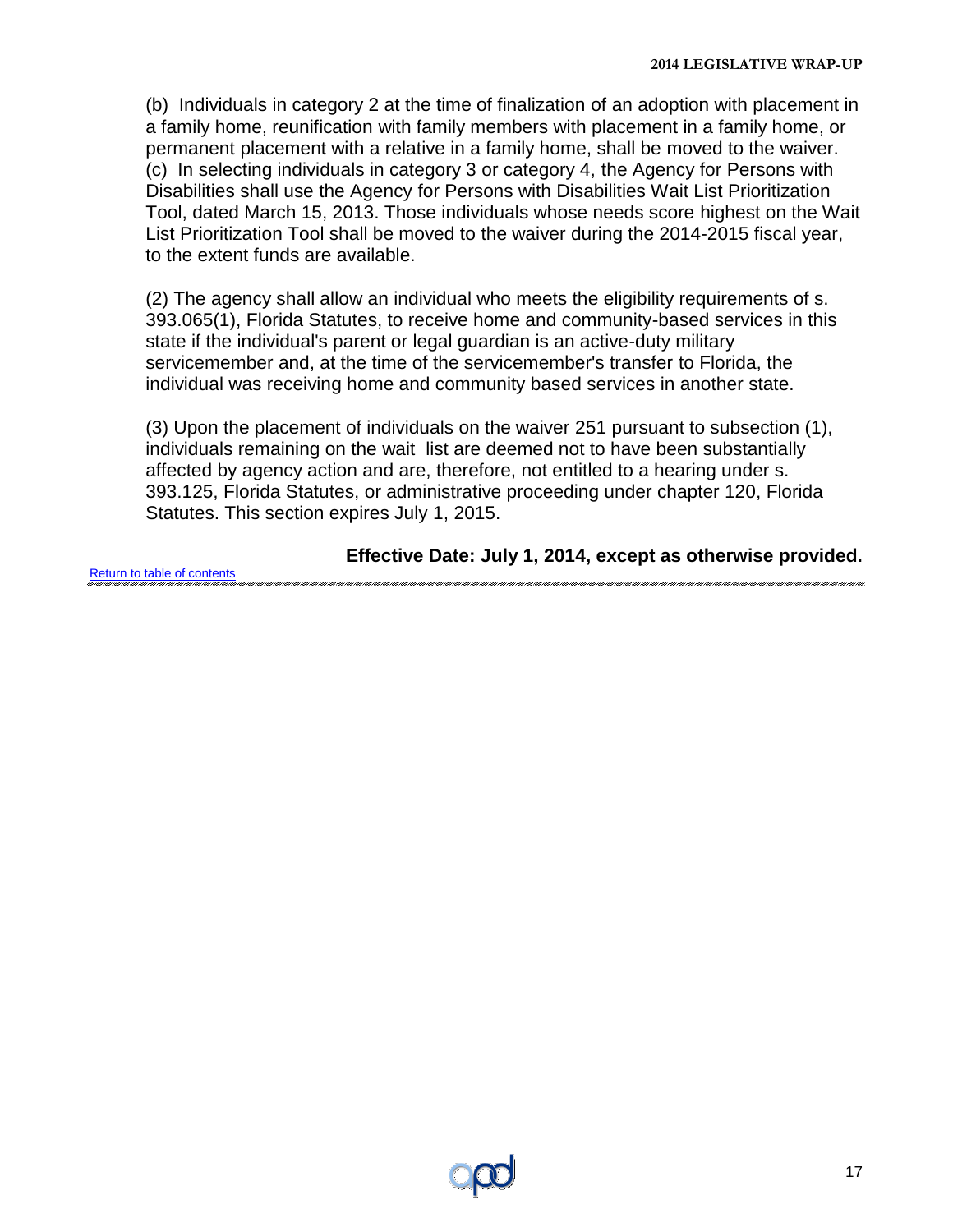(b) Individuals in category 2 at the time of finalization of an adoption with placement in a family home, reunification with family members with placement in a family home, or permanent placement with a relative in a family home, shall be moved to the waiver.
(c) In selecting individuals in category 3 or category 4, the Agency for Persons with Disabilities shall use the Agency for Persons with Disabilities Wait List Prioritization Tool, dated March 15, 2013. Those individuals whose needs score highest on the Wait List Prioritization Tool shall be moved to the waiver during the 2014-2015 fiscal year, to the extent funds are available.

(2) The agency shall allow an individual who meets the eligibility requirements of s. 393.065(1), Florida Statutes, to receive home and community-based services in this state if the individual's parent or legal guardian is an active-duty military servicemember and, at the time of the servicemember's transfer to Florida, the individual was receiving home and community based services in another state.

(3) Upon the placement of individuals on the waiver 251 pursuant to subsection (1), individuals remaining on the wait list are deemed not to have been substantially affected by agency action and are, therefore, not entitled to a hearing under s. 393.125, Florida Statutes, or administrative proceeding under chapter 120, Florida Statutes. This section expires July 1, 2015.

**Effective Date: July 1, 2014, except as otherwise provided.**

Return to table of contents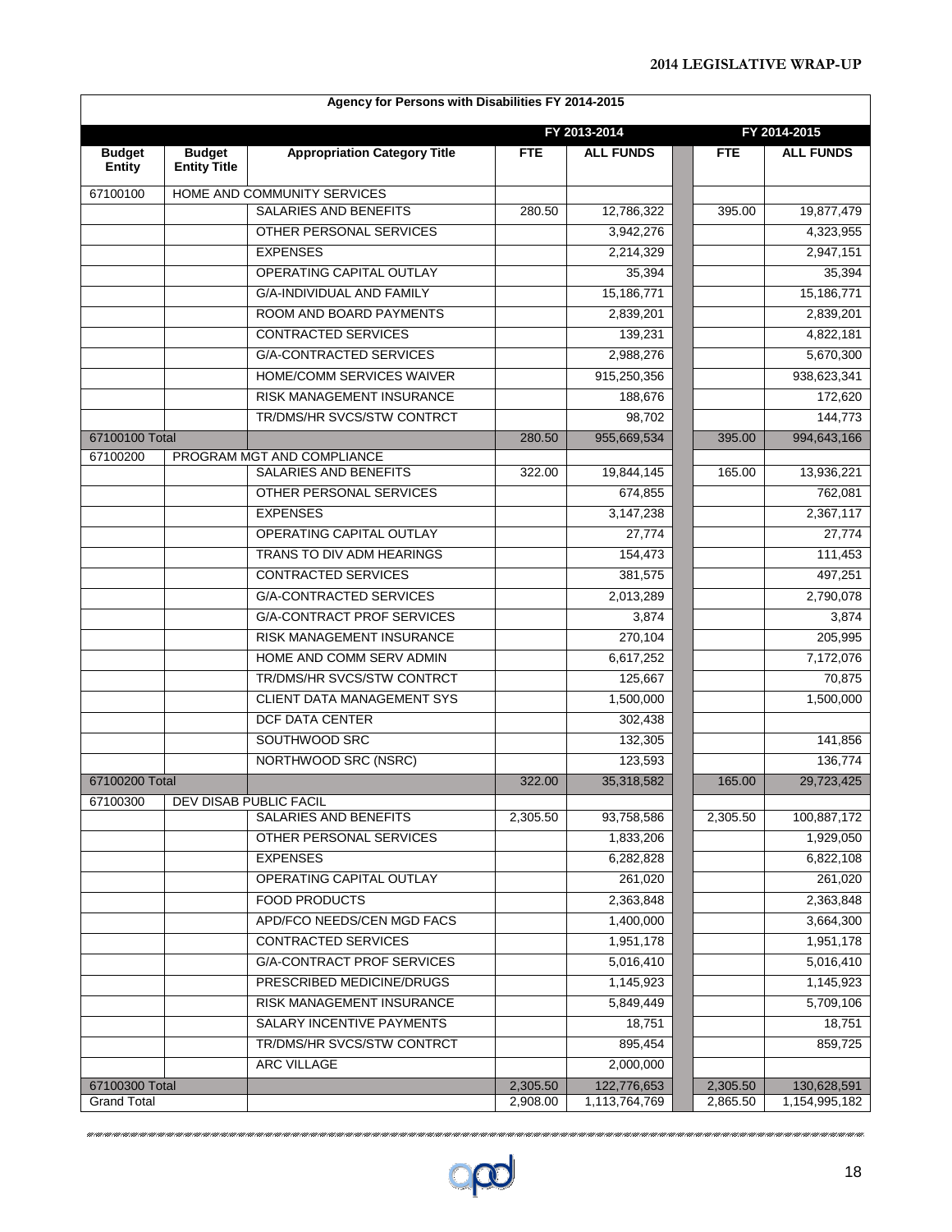| Agency for Persons with Disabilities FY 2014-2015 | | | | | | |
|---|---|---|---|---|---|---|
| | | | FY 2013-2014 | | FY 2014-2015 | |
| **Budget Entity** | **Budget Entity Title** | **Appropriation Category Title** | **FTE** | **ALL FUNDS** | **FTE** | **ALL FUNDS** |
| 67100100 | HOME AND COMMUNITY SERVICES | | | | | |
| | | SALARIES AND BENEFITS | 280.50 | 12,786,322 | 395.00 | 19,877,479 |
| | | OTHER PERSONAL SERVICES | | 3,942,276 | | 4,323,955 |
| | | EXPENSES | | 2,214,329 | | 2,947,151 |
| | | OPERATING CAPITAL OUTLAY | | 35,394 | | 35,394 |
| | | G/A-INDIVIDUAL AND FAMILY | | 15,186,771 | | 15,186,771 |
| | | ROOM AND BOARD PAYMENTS | | 2,839,201 | | 2,839,201 |
| | | CONTRACTED SERVICES | | 139,231 | | 4,822,181 |
| | | G/A-CONTRACTED SERVICES | | 2,988,276 | | 5,670,300 |
| | | HOME/COMM SERVICES WAIVER | | 915,250,356 | | 938,623,341 |
| | | RISK MANAGEMENT INSURANCE | | 188,676 | | 172,620 |
| | | TR/DMS/HR SVCS/STW CONTRCT | | 98,702 | | 144,773 |
| 67100100 Total | | | 280.50 | 955,669,534 | 395.00 | 994,643,166 |
| 67100200 | PROGRAM MGT AND COMPLIANCE | | | | | |
| | | SALARIES AND BENEFITS | 322.00 | 19,844,145 | 165.00 | 13,936,221 |
| | | OTHER PERSONAL SERVICES | | 674,855 | | 762,081 |
| | | EXPENSES | | 3,147,238 | | 2,367,117 |
| | | OPERATING CAPITAL OUTLAY | | 27,774 | | 27,774 |
| | | TRANS TO DIV ADM HEARINGS | | 154,473 | | 111,453 |
| | | CONTRACTED SERVICES | | 381,575 | | 497,251 |
| | | G/A-CONTRACTED SERVICES | | 2,013,289 | | 2,790,078 |
| | | G/A-CONTRACT PROF SERVICES | | 3,874 | | 3,874 |
| | | RISK MANAGEMENT INSURANCE | | 270,104 | | 205,995 |
| | | HOME AND COMM SERV ADMIN | | 6,617,252 | | 7,172,076 |
| | | TR/DMS/HR SVCS/STW CONTRCT | | 125,667 | | 70,875 |
| | | CLIENT DATA MANAGEMENT SYS | | 1,500,000 | | 1,500,000 |
| | | DCF DATA CENTER | | 302,438 | | |
| | | SOUTHWOOD SRC | | 132,305 | | 141,856 |
| | | NORTHWOOD SRC (NSRC) | | 123,593 | | 136,774 |
| 67100200 Total | | | 322.00 | 35,318,582 | 165.00 | 29,723,425 |
| 67100300 | DEV DISAB PUBLIC FACIL | | | | | |
| | | SALARIES AND BENEFITS | 2,305.50 | 93,758,586 | 2,305.50 | 100,887,172 |
| | | OTHER PERSONAL SERVICES | | 1,833,206 | | 1,929,050 |
| | | EXPENSES | | 6,282,828 | | 6,822,108 |
| | | OPERATING CAPITAL OUTLAY | | 261,020 | | 261,020 |
| | | FOOD PRODUCTS | | 2,363,848 | | 2,363,848 |
| | | APD/FCO NEEDS/CEN MGD FACS | | 1,400,000 | | 3,664,300 |
| | | CONTRACTED SERVICES | | 1,951,178 | | 1,951,178 |
| | | G/A-CONTRACT PROF SERVICES | | 5,016,410 | | 5,016,410 |
| | | PRESCRIBED MEDICINE/DRUGS | | 1,145,923 | | 1,145,923 |
| | | RISK MANAGEMENT INSURANCE | | 5,849,449 | | 5,709,106 |
| | | SALARY INCENTIVE PAYMENTS | | 18,751 | | 18,751 |
| | | TR/DMS/HR SVCS/STW CONTRCT | | 895,454 | | 859,725 |
| | | ARC VILLAGE | | 2,000,000 | | |
| 67100300 Total | | | 2,305.50 | 122,776,653 | 2,305.50 | 130,628,591 |
| Grand Total | | | 2,908.00 | 1,113,764,769 | 2,865.50 | 1,154,995,182 |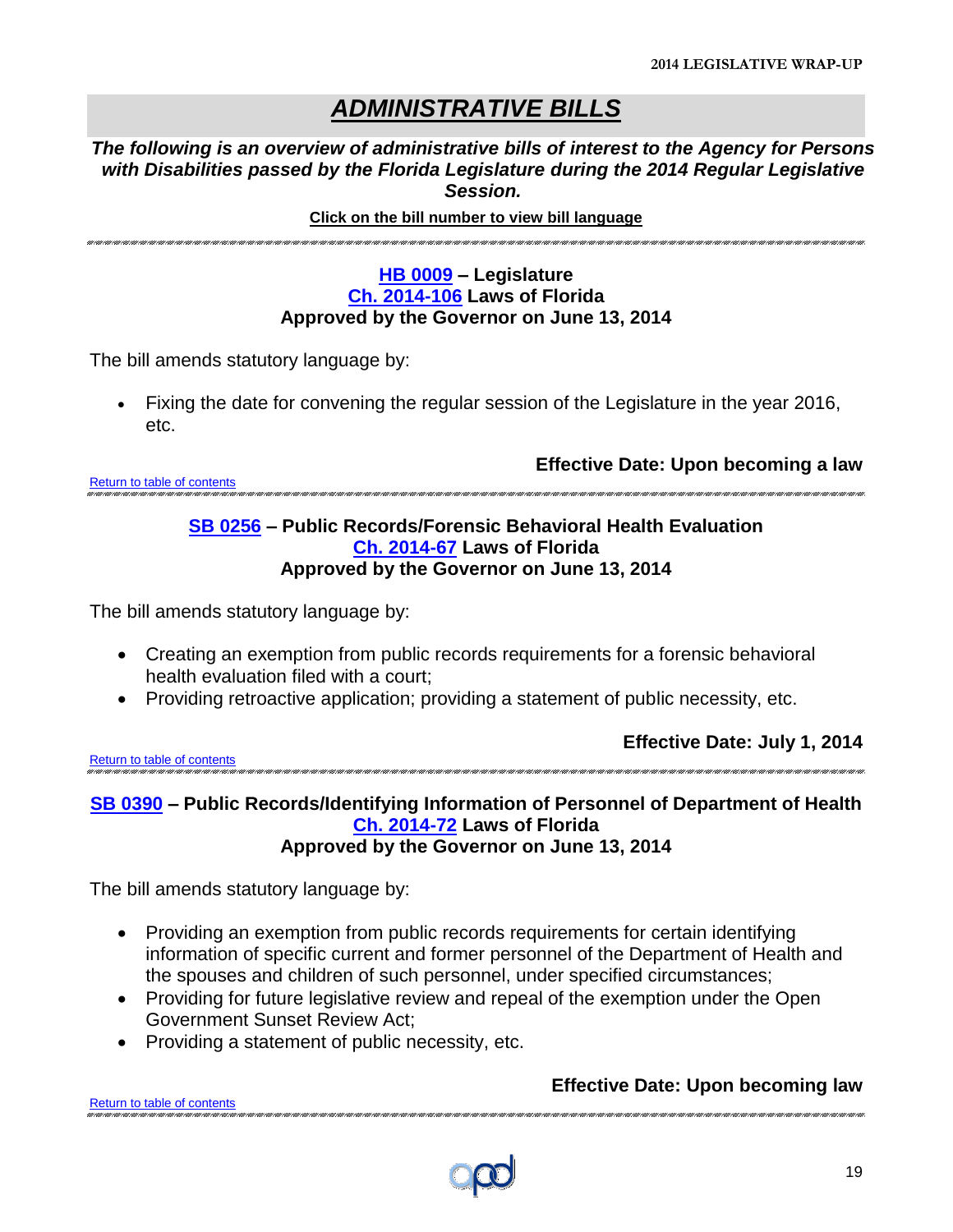# ADMINISTRATIVE BILLS

***The following is an overview of administrative bills of interest to the Agency for Persons with Disabilities passed by the Florida Legislature during the 2014 Regular Legislative Session.***

**Click on the bill number to view bill language**

---

### HB 0009 – Legislature
### Ch. 2014-106 Laws of Florida
### Approved by the Governor on June 13, 2014

The bill amends statutory language by:

- Fixing the date for convening the regular session of the Legislature in the year 2016, etc.

**Effective Date: Upon becoming a law**

Return to table of contents

---

### SB 0256 – Public Records/Forensic Behavioral Health Evaluation
### Ch. 2014-67 Laws of Florida
### Approved by the Governor on June 13, 2014

The bill amends statutory language by:

- Creating an exemption from public records requirements for a forensic behavioral health evaluation filed with a court;
- Providing retroactive application; providing a statement of public necessity, etc.

**Effective Date: July 1, 2014**

Return to table of contents

---

### SB 0390 – Public Records/Identifying Information of Personnel of Department of Health
### Ch. 2014-72 Laws of Florida
### Approved by the Governor on June 13, 2014

The bill amends statutory language by:

- Providing an exemption from public records requirements for certain identifying information of specific current and former personnel of the Department of Health and the spouses and children of such personnel, under specified circumstances;
- Providing for future legislative review and repeal of the exemption under the Open Government Sunset Review Act;
- Providing a statement of public necessity, etc.

**Effective Date: Upon becoming law**

Return to table of contents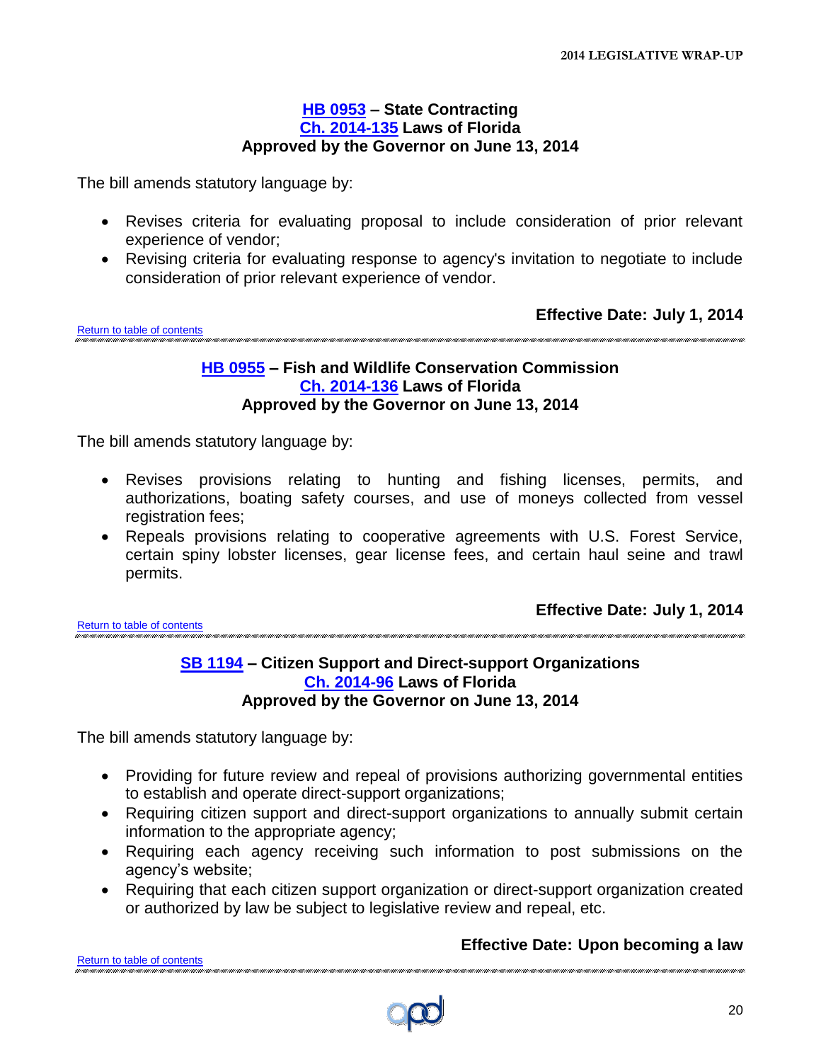### HB 0953 – State Contracting
### Ch. 2014-135 Laws of Florida
### Approved by the Governor on June 13, 2014

The bill amends statutory language by:

- Revises criteria for evaluating proposal to include consideration of prior relevant experience of vendor;
- Revising criteria for evaluating response to agency's invitation to negotiate to include consideration of prior relevant experience of vendor.

**Effective Date: July 1, 2014**

Return to table of contents

---

### HB 0955 – Fish and Wildlife Conservation Commission
### Ch. 2014-136 Laws of Florida
### Approved by the Governor on June 13, 2014

The bill amends statutory language by:

- Revises provisions relating to hunting and fishing licenses, permits, and authorizations, boating safety courses, and use of moneys collected from vessel registration fees;
- Repeals provisions relating to cooperative agreements with U.S. Forest Service, certain spiny lobster licenses, gear license fees, and certain haul seine and trawl permits.

**Effective Date: July 1, 2014**

Return to table of contents

---

### SB 1194 – Citizen Support and Direct-support Organizations
### Ch. 2014-96 Laws of Florida
### Approved by the Governor on June 13, 2014

The bill amends statutory language by:

- Providing for future review and repeal of provisions authorizing governmental entities to establish and operate direct-support organizations;
- Requiring citizen support and direct-support organizations to annually submit certain information to the appropriate agency;
- Requiring each agency receiving such information to post submissions on the agency's website;
- Requiring that each citizen support organization or direct-support organization created or authorized by law be subject to legislative review and repeal, etc.

**Effective Date: Upon becoming a law**

Return to table of contents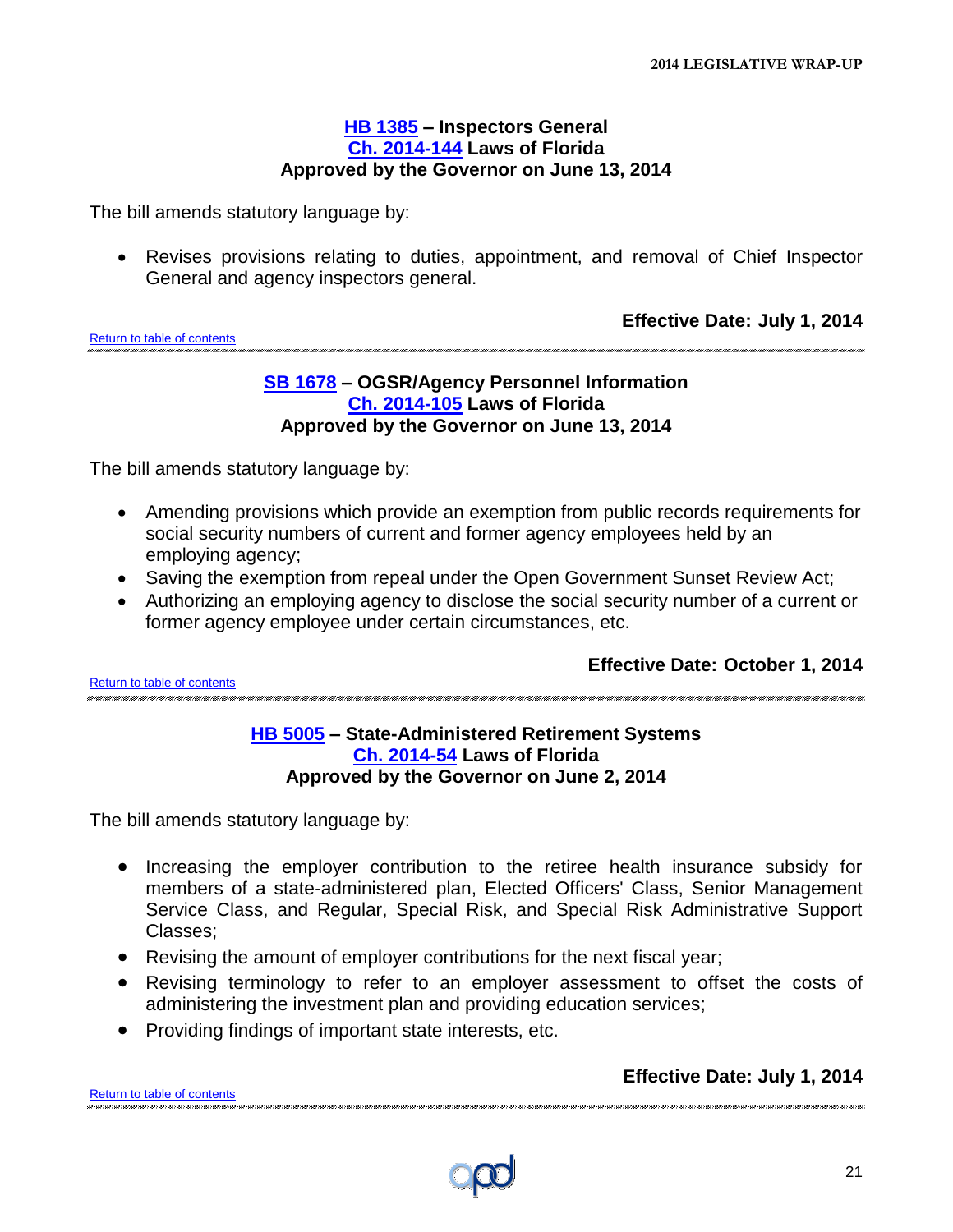### HB 1385 – Inspectors General
### Ch. 2014-144 Laws of Florida
### Approved by the Governor on June 13, 2014

The bill amends statutory language by:

- Revises provisions relating to duties, appointment, and removal of Chief Inspector General and agency inspectors general.

**Effective Date: July 1, 2014**

Return to table of contents

---

### SB 1678 – OGSR/Agency Personnel Information
### Ch. 2014-105 Laws of Florida
### Approved by the Governor on June 13, 2014

The bill amends statutory language by:

- Amending provisions which provide an exemption from public records requirements for social security numbers of current and former agency employees held by an employing agency;
- Saving the exemption from repeal under the Open Government Sunset Review Act;
- Authorizing an employing agency to disclose the social security number of a current or former agency employee under certain circumstances, etc.

**Effective Date: October 1, 2014**

Return to table of contents

---

### HB 5005 – State-Administered Retirement Systems
### Ch. 2014-54 Laws of Florida
### Approved by the Governor on June 2, 2014

The bill amends statutory language by:

- Increasing the employer contribution to the retiree health insurance subsidy for members of a state-administered plan, Elected Officers' Class, Senior Management Service Class, and Regular, Special Risk, and Special Risk Administrative Support Classes;
- Revising the amount of employer contributions for the next fiscal year;
- Revising terminology to refer to an employer assessment to offset the costs of administering the investment plan and providing education services;
- Providing findings of important state interests, etc.

**Effective Date: July 1, 2014**

Return to table of contents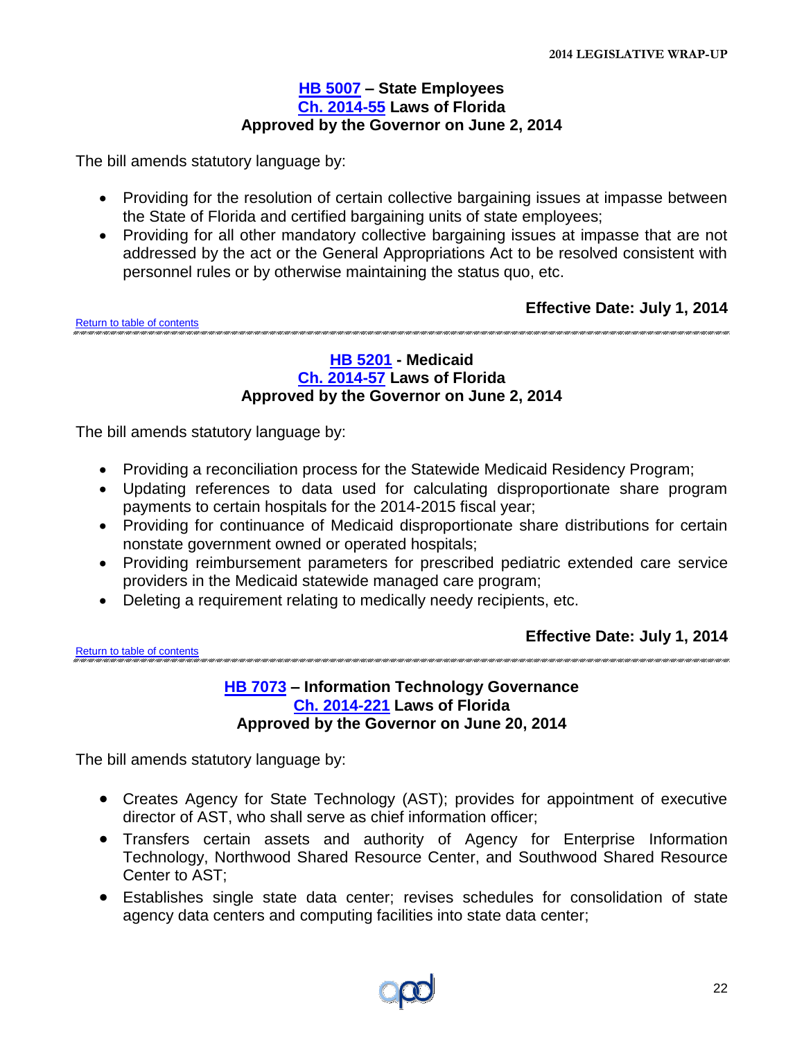**HB 5007 – State Employees**
**Ch. 2014-55 Laws of Florida**
**Approved by the Governor on June 2, 2014**

The bill amends statutory language by:

- Providing for the resolution of certain collective bargaining issues at impasse between the State of Florida and certified bargaining units of state employees;
- Providing for all other mandatory collective bargaining issues at impasse that are not addressed by the act or the General Appropriations Act to be resolved consistent with personnel rules or by otherwise maintaining the status quo, etc.

**Effective Date: July 1, 2014**

Return to table of contents

---

**HB 5201 - Medicaid**
**Ch. 2014-57 Laws of Florida**
**Approved by the Governor on June 2, 2014**

The bill amends statutory language by:

- Providing a reconciliation process for the Statewide Medicaid Residency Program;
- Updating references to data used for calculating disproportionate share program payments to certain hospitals for the 2014-2015 fiscal year;
- Providing for continuance of Medicaid disproportionate share distributions for certain nonstate government owned or operated hospitals;
- Providing reimbursement parameters for prescribed pediatric extended care service providers in the Medicaid statewide managed care program;
- Deleting a requirement relating to medically needy recipients, etc.

**Effective Date: July 1, 2014**

Return to table of contents

---

**HB 7073 – Information Technology Governance**
**Ch. 2014-221 Laws of Florida**
**Approved by the Governor on June 20, 2014**

The bill amends statutory language by:

- Creates Agency for State Technology (AST); provides for appointment of executive director of AST, who shall serve as chief information officer;
- Transfers certain assets and authority of Agency for Enterprise Information Technology, Northwood Shared Resource Center, and Southwood Shared Resource Center to AST;
- Establishes single state data center; revises schedules for consolidation of state agency data centers and computing facilities into state data center;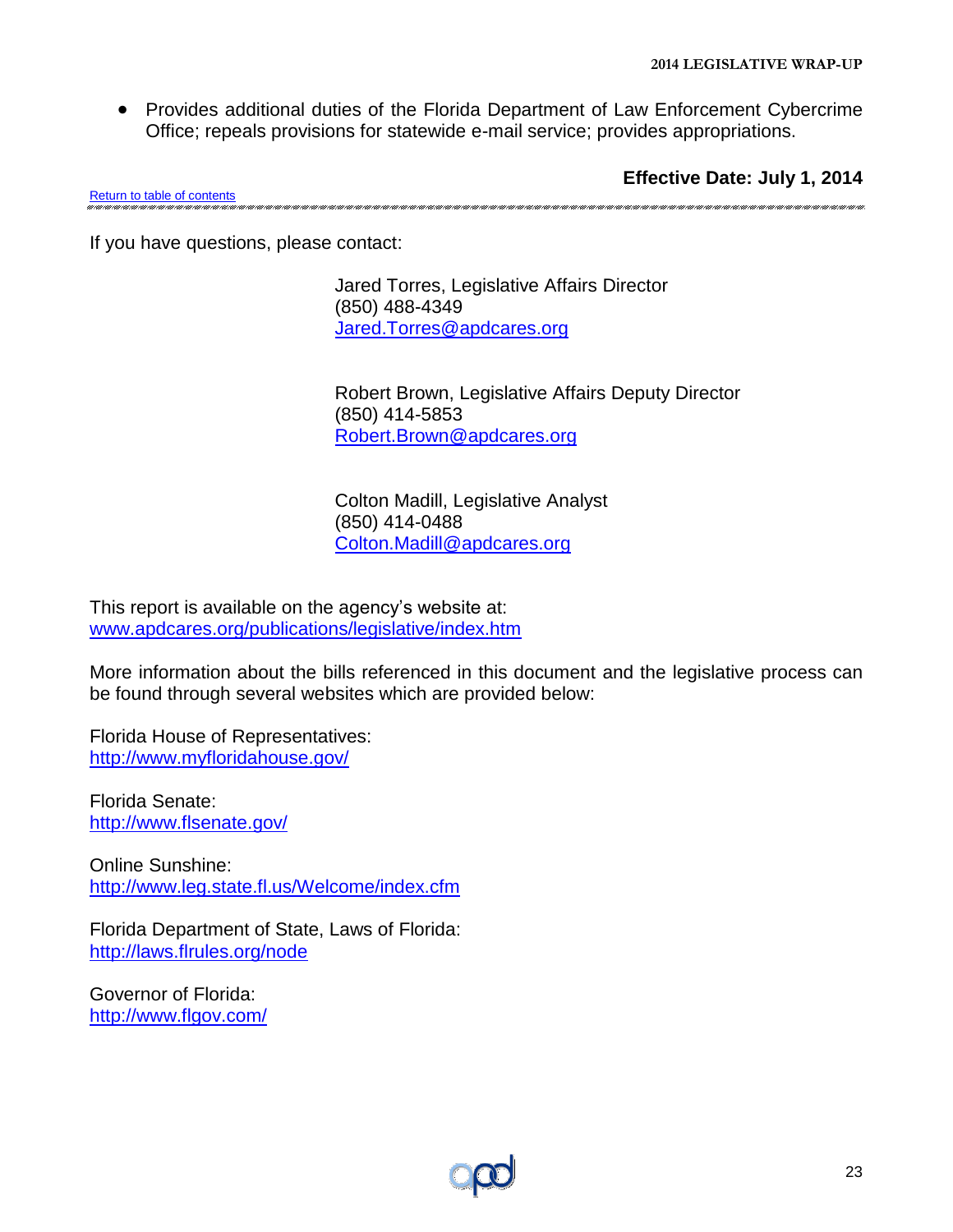- Provides additional duties of the Florida Department of Law Enforcement Cybercrime Office; repeals provisions for statewide e-mail service; provides appropriations.

**Effective Date: July 1, 2014**

Return to table of contents

---

If you have questions, please contact:

Jared Torres, Legislative Affairs Director
(850) 488-4349
Jared.Torres@apdcares.org

Robert Brown, Legislative Affairs Deputy Director
(850) 414-5853
Robert.Brown@apdcares.org

Colton Madill, Legislative Analyst
(850) 414-0488
Colton.Madill@apdcares.org

This report is available on the agency's website at:
www.apdcares.org/publications/legislative/index.htm

More information about the bills referenced in this document and the legislative process can be found through several websites which are provided below:

Florida House of Representatives:
http://www.myfloridahouse.gov/

Florida Senate:
http://www.flsenate.gov/

Online Sunshine:
http://www.leg.state.fl.us/Welcome/index.cfm

Florida Department of State, Laws of Florida:
http://laws.flrules.org/node

Governor of Florida:
http://www.flgov.com/